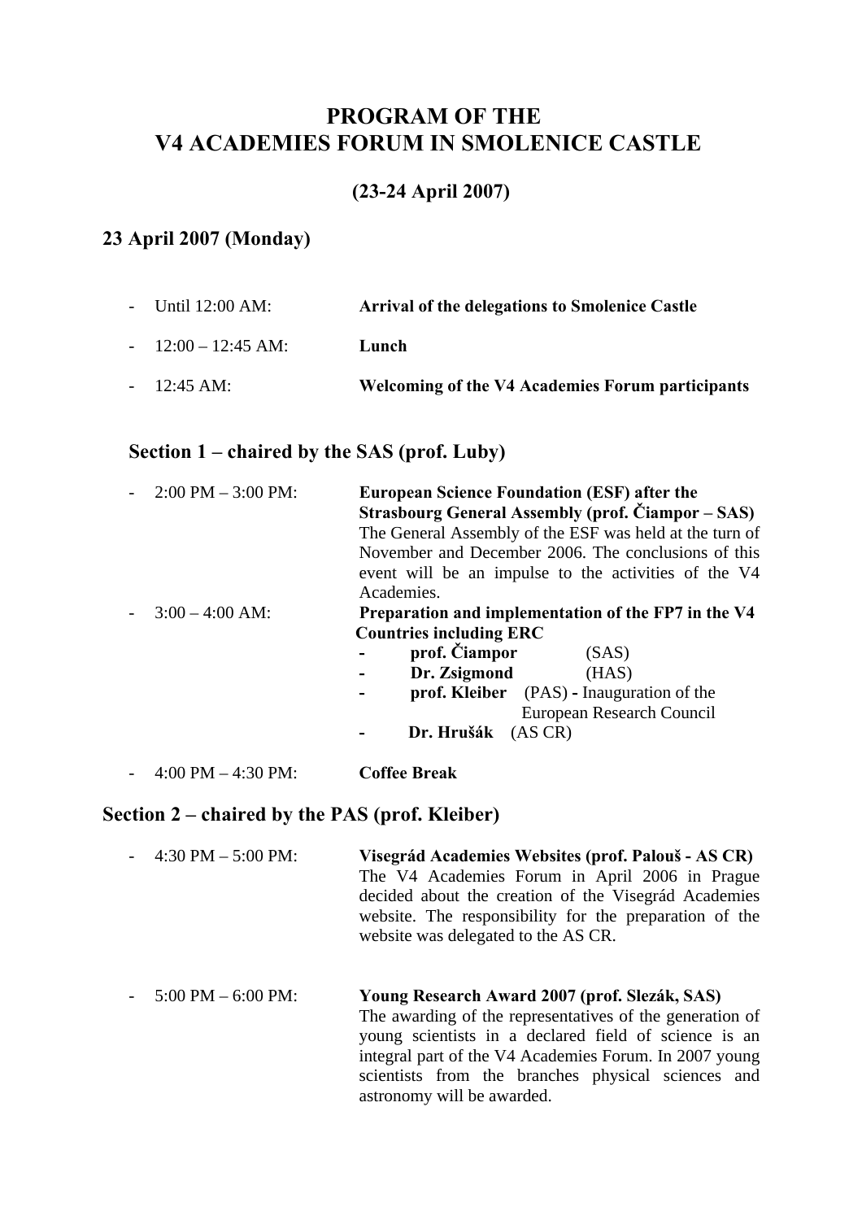# PROGRAM OF THE V4 ACADEMIES FORUM IN SMOLENICE CASTLE

## (23-24 April 2007)

## 23 April 2007 (Monday)

- Until 12:00 AM: **Arrival of the delegations to Smolenice Castle**
- 12:00 – 12:45 AM: **Lunch**
- 12:45 AM: **Welcoming of the V4 Academies Forum participants**

### Section 1 – chaired by the SAS (prof. Luby)

- 2:00 PM – 3:00 PM: **European Science Foundation (ESF) after the Strasbourg General Assembly (prof. Čiampor – SAS)**
  The General Assembly of the ESF was held at the turn of November and December 2006. The conclusions of this event will be an impulse to the activities of the V4 Academies.
- 3:00 – 4:00 AM: **Preparation and implementation of the FP7 in the V4 Countries including ERC**
  - **prof. Čiampor** (SAS)
  - **Dr. Zsigmond** (HAS)
  - **prof. Kleiber** (PAS) **-** Inauguration of the European Research Council
  - **Dr. Hrušák** (AS CR)
- 4:00 PM – 4:30 PM: **Coffee Break**

### Section 2 – chaired by the PAS (prof. Kleiber)

- 4:30 PM – 5:00 PM: **Visegrád Academies Websites (prof. Palouš - AS CR)**
  The V4 Academies Forum in April 2006 in Prague decided about the creation of the Visegrád Academies website. The responsibility for the preparation of the website was delegated to the AS CR.
- 5:00 PM – 6:00 PM: **Young Research Award 2007 (prof. Slezák, SAS)**
  The awarding of the representatives of the generation of young scientists in a declared field of science is an integral part of the V4 Academies Forum. In 2007 young scientists from the branches physical sciences and astronomy will be awarded.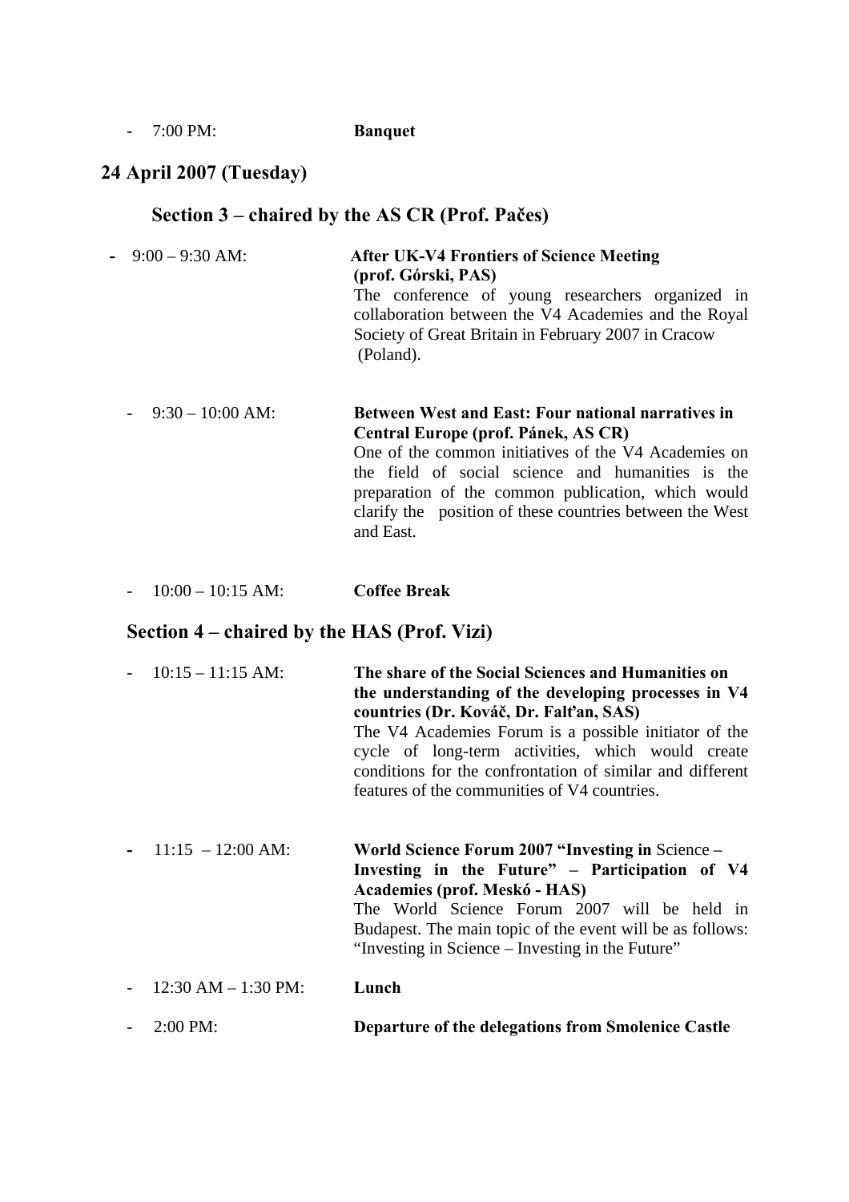- 7:00 PM: **Banquet**

## 24 April 2007 (Tuesday)

### Section 3 – chaired by the AS CR (Prof. Pačes)

- 9:00 – 9:30 AM: **After UK-V4 Frontiers of Science Meeting (prof. Górski, PAS)**
  The conference of young researchers organized in collaboration between the V4 Academies and the Royal Society of Great Britain in February 2007 in Cracow (Poland).

- 9:30 – 10:00 AM: **Between West and East: Four national narratives in Central Europe (prof. Pánek, AS CR)**
  One of the common initiatives of the V4 Academies on the field of social science and humanities is the preparation of the common publication, which would clarify the position of these countries between the West and East.

- 10:00 – 10:15 AM: **Coffee Break**

### Section 4 – chaired by the HAS (Prof. Vizi)

- 10:15 – 11:15 AM: **The share of the Social Sciences and Humanities on the understanding of the developing processes in V4 countries (Dr. Kováč, Dr. Falťan, SAS)**
  The V4 Academies Forum is a possible initiator of the cycle of long-term activities, which would create conditions for the confrontation of similar and different features of the communities of V4 countries.

- 11:15 – 12:00 AM: **World Science Forum 2007 "Investing in** Science **– Investing in the Future" – Participation of V4 Academies (prof. Meskó - HAS)**
  The World Science Forum 2007 will be held in Budapest. The main topic of the event will be as follows: "Investing in Science – Investing in the Future"

- 12:30 AM – 1:30 PM: **Lunch**

- 2:00 PM: **Departure of the delegations from Smolenice Castle**